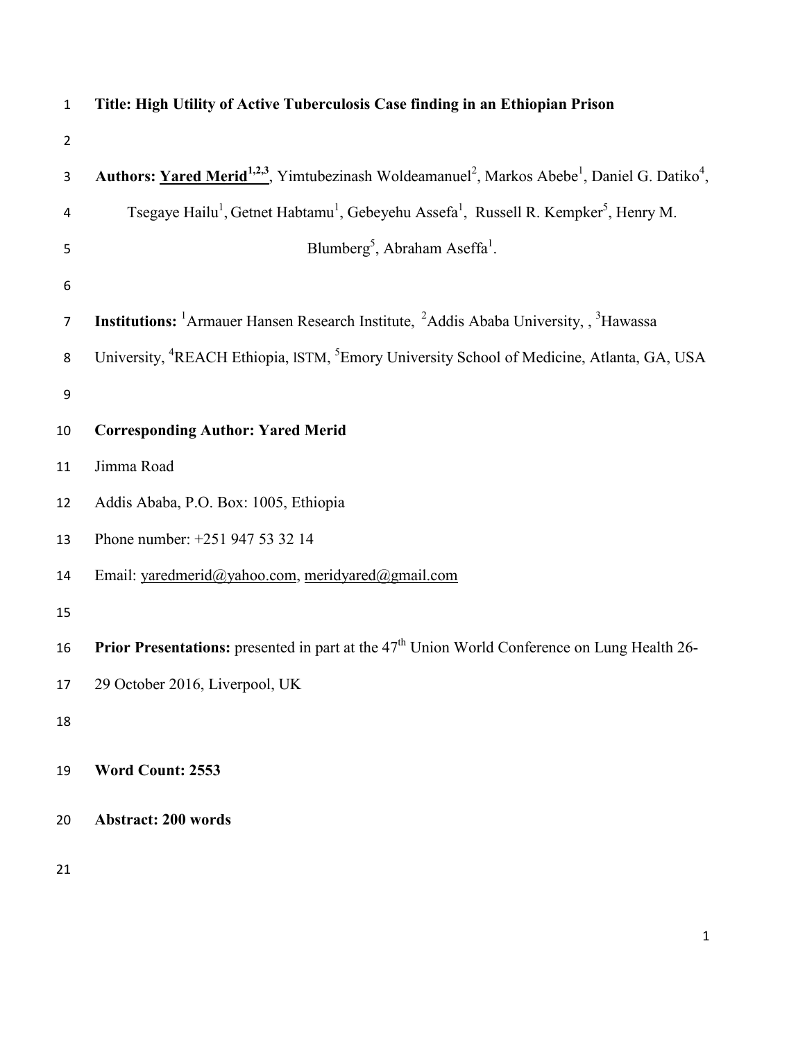**Title: High Utility of Active Tuberculosis Case finding in an Ethiopian Prison**

**Authors:** <u>**Yared Merid**</u>[1,2,3], Yimtubezinash Woldeamanuel[2], Markos Abebe[1], Daniel G. Datiko[4], Tsegaye Hailu[1], Getnet Habtamu[1], Gebeyehu Assefa[1], Russell R. Kempker[5], Henry M. Blumberg[5], Abraham Aseffa[1].

**Institutions:** [1]Armauer Hansen Research Institute, [2]Addis Ababa University, , [3]Hawassa University, [4]REACH Ethiopia, lSTM, [5]Emory University School of Medicine, Atlanta, GA, USA

**Corresponding Author: Yared Merid**

Jimma Road

Addis Ababa, P.O. Box: 1005, Ethiopia

Phone number: +251 947 53 32 14

Email: yaredmerid@yahoo.com, meridyared@gmail.com

**Prior Presentations:** presented in part at the 47th Union World Conference on Lung Health 26-29 October 2016, Liverpool, UK

**Word Count: 2553**

**Abstract: 200 words**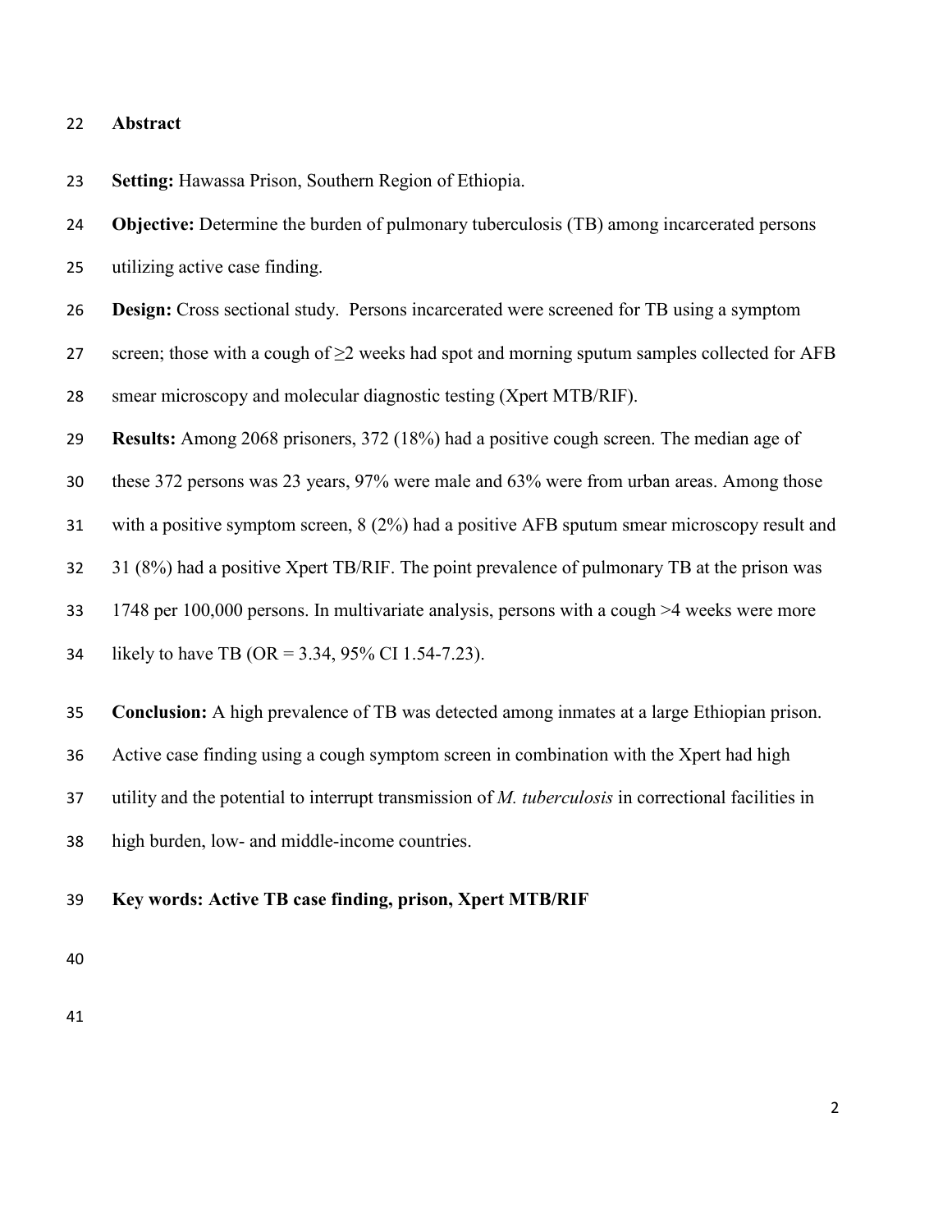## Abstract

**Setting:** Hawassa Prison, Southern Region of Ethiopia.

**Objective:** Determine the burden of pulmonary tuberculosis (TB) among incarcerated persons utilizing active case finding.

**Design:** Cross sectional study. Persons incarcerated were screened for TB using a symptom screen; those with a cough of ≥2 weeks had spot and morning sputum samples collected for AFB smear microscopy and molecular diagnostic testing (Xpert MTB/RIF).

**Results:** Among 2068 prisoners, 372 (18%) had a positive cough screen. The median age of these 372 persons was 23 years, 97% were male and 63% were from urban areas. Among those with a positive symptom screen, 8 (2%) had a positive AFB sputum smear microscopy result and 31 (8%) had a positive Xpert TB/RIF. The point prevalence of pulmonary TB at the prison was 1748 per 100,000 persons. In multivariate analysis, persons with a cough >4 weeks were more likely to have TB (OR = 3.34, 95% CI 1.54-7.23).

**Conclusion:** A high prevalence of TB was detected among inmates at a large Ethiopian prison. Active case finding using a cough symptom screen in combination with the Xpert had high utility and the potential to interrupt transmission of *M. tuberculosis* in correctional facilities in high burden, low- and middle-income countries.

**Key words: Active TB case finding, prison, Xpert MTB/RIF**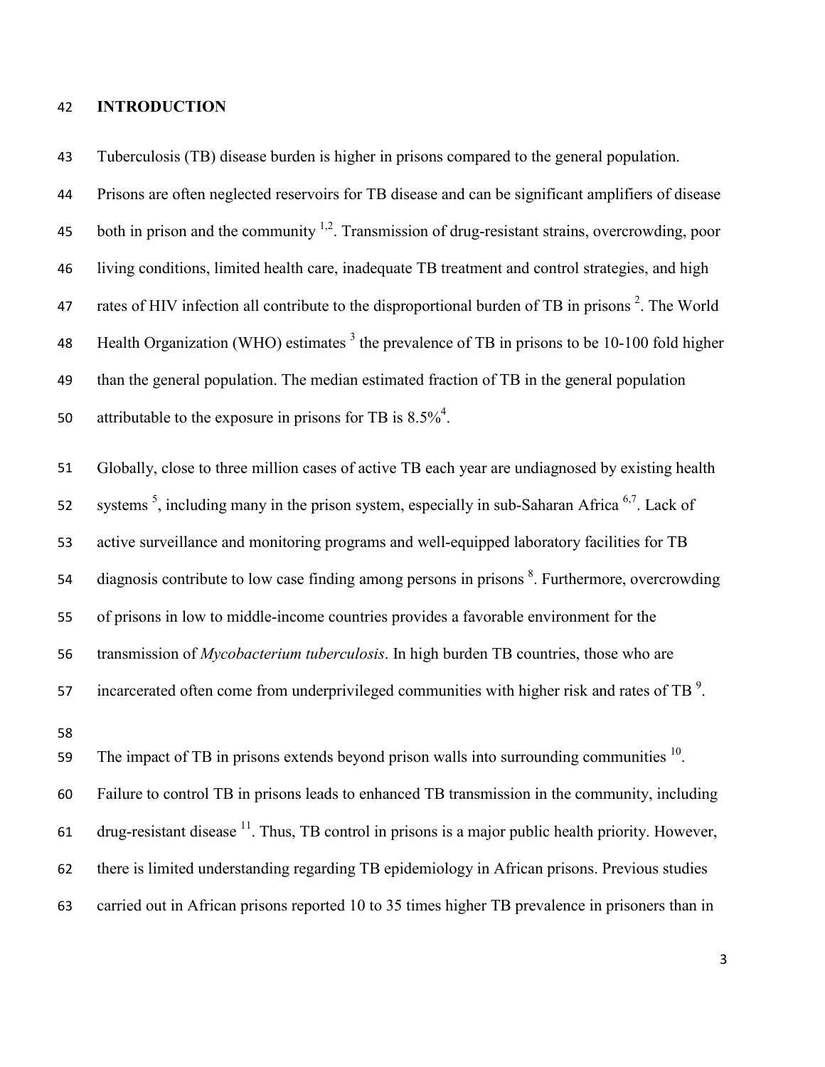## INTRODUCTION

Tuberculosis (TB) disease burden is higher in prisons compared to the general population. Prisons are often neglected reservoirs for TB disease and can be significant amplifiers of disease both in prison and the community [1,2]. Transmission of drug-resistant strains, overcrowding, poor living conditions, limited health care, inadequate TB treatment and control strategies, and high rates of HIV infection all contribute to the disproportional burden of TB in prisons [2]. The World Health Organization (WHO) estimates [3] the prevalence of TB in prisons to be 10-100 fold higher than the general population. The median estimated fraction of TB in the general population attributable to the exposure in prisons for TB is 8.5%[4].

Globally, close to three million cases of active TB each year are undiagnosed by existing health systems [5], including many in the prison system, especially in sub-Saharan Africa [6,7]. Lack of active surveillance and monitoring programs and well-equipped laboratory facilities for TB diagnosis contribute to low case finding among persons in prisons [8]. Furthermore, overcrowding of prisons in low to middle-income countries provides a favorable environment for the transmission of *Mycobacterium tuberculosis*. In high burden TB countries, those who are incarcerated often come from underprivileged communities with higher risk and rates of TB [9].

The impact of TB in prisons extends beyond prison walls into surrounding communities [10]. Failure to control TB in prisons leads to enhanced TB transmission in the community, including drug-resistant disease [11]. Thus, TB control in prisons is a major public health priority. However, there is limited understanding regarding TB epidemiology in African prisons. Previous studies carried out in African prisons reported 10 to 35 times higher TB prevalence in prisoners than in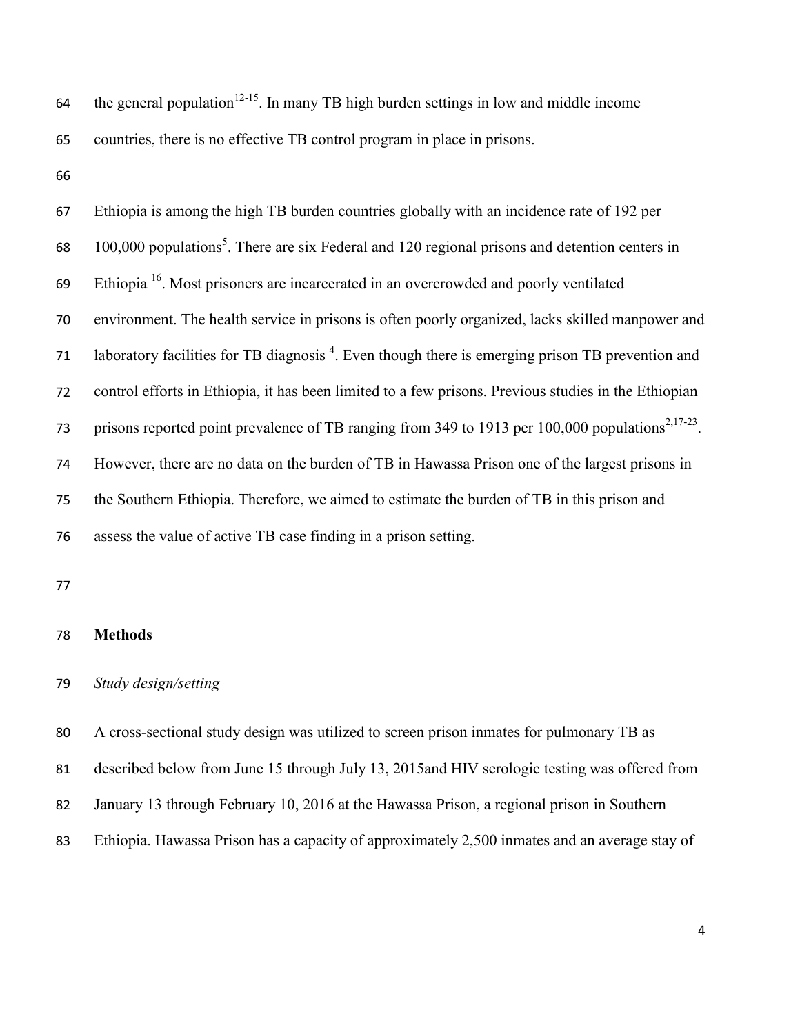the general population[12-15]. In many TB high burden settings in low and middle income countries, there is no effective TB control program in place in prisons.

Ethiopia is among the high TB burden countries globally with an incidence rate of 192 per 100,000 populations[5]. There are six Federal and 120 regional prisons and detention centers in Ethiopia [16]. Most prisoners are incarcerated in an overcrowded and poorly ventilated environment. The health service in prisons is often poorly organized, lacks skilled manpower and laboratory facilities for TB diagnosis [4]. Even though there is emerging prison TB prevention and control efforts in Ethiopia, it has been limited to a few prisons. Previous studies in the Ethiopian prisons reported point prevalence of TB ranging from 349 to 1913 per 100,000 populations[2,17-23]. However, there are no data on the burden of TB in Hawassa Prison one of the largest prisons in the Southern Ethiopia. Therefore, we aimed to estimate the burden of TB in this prison and assess the value of active TB case finding in a prison setting.

## Methods

### *Study design/setting*

A cross-sectional study design was utilized to screen prison inmates for pulmonary TB as described below from June 15 through July 13, 2015and HIV serologic testing was offered from January 13 through February 10, 2016 at the Hawassa Prison, a regional prison in Southern Ethiopia. Hawassa Prison has a capacity of approximately 2,500 inmates and an average stay of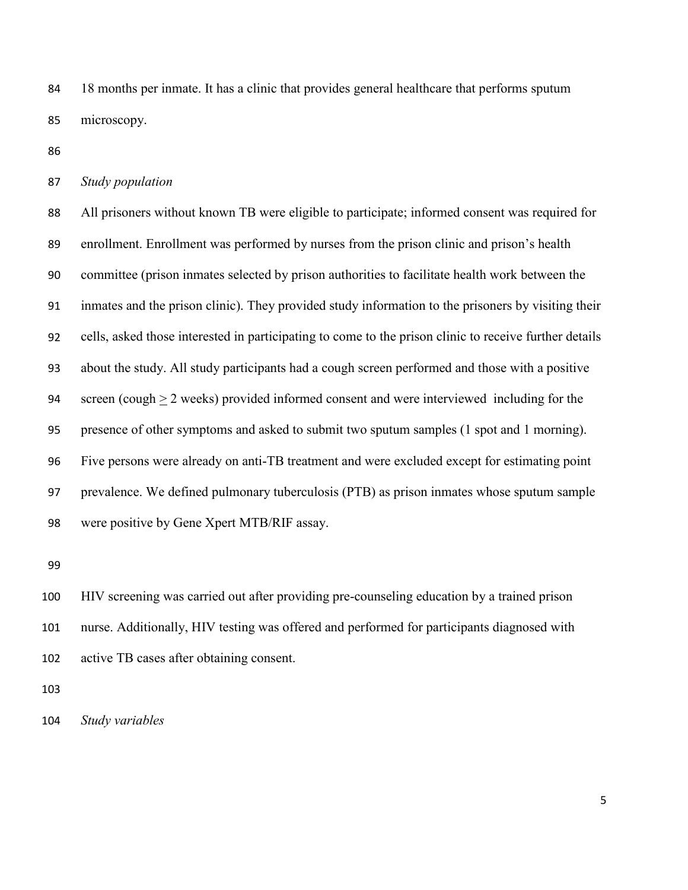18 months per inmate. It has a clinic that provides general healthcare that performs sputum microscopy.

*Study population*

All prisoners without known TB were eligible to participate; informed consent was required for enrollment. Enrollment was performed by nurses from the prison clinic and prison's health committee (prison inmates selected by prison authorities to facilitate health work between the inmates and the prison clinic). They provided study information to the prisoners by visiting their cells, asked those interested in participating to come to the prison clinic to receive further details about the study. All study participants had a cough screen performed and those with a positive screen (cough $\geq$ 2 weeks) provided informed consent and were interviewed including for the presence of other symptoms and asked to submit two sputum samples (1 spot and 1 morning). Five persons were already on anti-TB treatment and were excluded except for estimating point prevalence. We defined pulmonary tuberculosis (PTB) as prison inmates whose sputum sample were positive by Gene Xpert MTB/RIF assay.

HIV screening was carried out after providing pre-counseling education by a trained prison nurse. Additionally, HIV testing was offered and performed for participants diagnosed with active TB cases after obtaining consent.

*Study variables*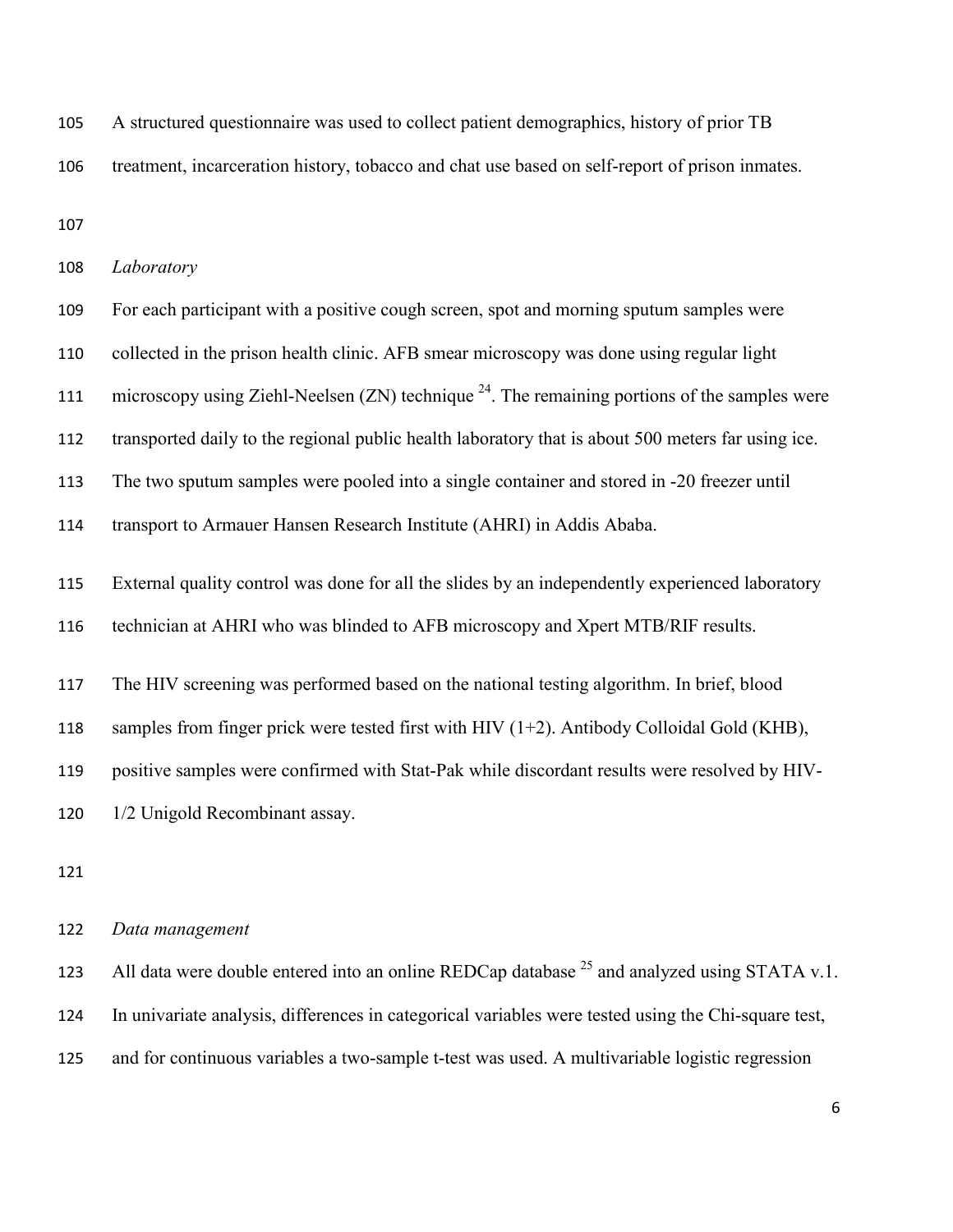A structured questionnaire was used to collect patient demographics, history of prior TB treatment, incarceration history, tobacco and chat use based on self-report of prison inmates.

*Laboratory*

For each participant with a positive cough screen, spot and morning sputum samples were collected in the prison health clinic. AFB smear microscopy was done using regular light microscopy using Ziehl-Neelsen (ZN) technique [24]. The remaining portions of the samples were transported daily to the regional public health laboratory that is about 500 meters far using ice. The two sputum samples were pooled into a single container and stored in -20 freezer until transport to Armauer Hansen Research Institute (AHRI) in Addis Ababa.

External quality control was done for all the slides by an independently experienced laboratory technician at AHRI who was blinded to AFB microscopy and Xpert MTB/RIF results.

The HIV screening was performed based on the national testing algorithm. In brief, blood samples from finger prick were tested first with HIV (1+2). Antibody Colloidal Gold (KHB), positive samples were confirmed with Stat-Pak while discordant results were resolved by HIV-1/2 Unigold Recombinant assay.

*Data management*

All data were double entered into an online REDCap database [25] and analyzed using STATA v.1. In univariate analysis, differences in categorical variables were tested using the Chi-square test, and for continuous variables a two-sample t-test was used. A multivariable logistic regression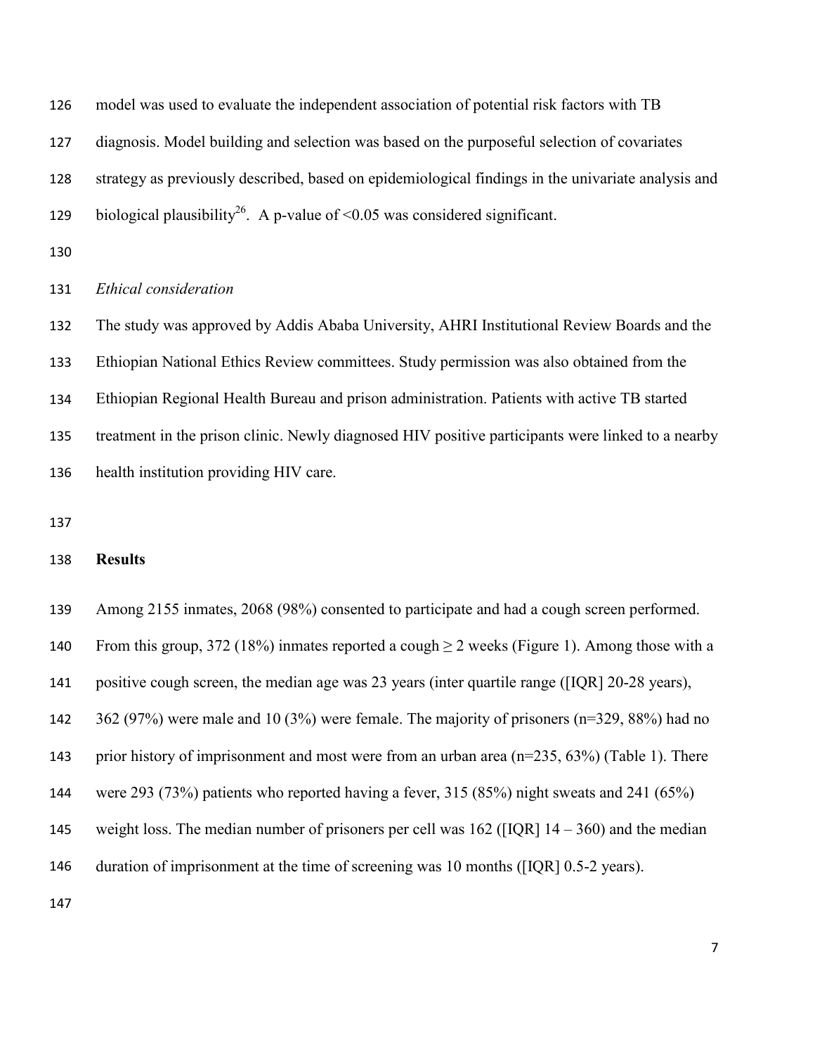model was used to evaluate the independent association of potential risk factors with TB diagnosis. Model building and selection was based on the purposeful selection of covariates strategy as previously described, based on epidemiological findings in the univariate analysis and biological plausibility[26]. A p-value of <0.05 was considered significant.

*Ethical consideration*

The study was approved by Addis Ababa University, AHRI Institutional Review Boards and the Ethiopian National Ethics Review committees. Study permission was also obtained from the Ethiopian Regional Health Bureau and prison administration. Patients with active TB started treatment in the prison clinic. Newly diagnosed HIV positive participants were linked to a nearby health institution providing HIV care.

## Results

Among 2155 inmates, 2068 (98%) consented to participate and had a cough screen performed. From this group, 372 (18%) inmates reported a cough ≥ 2 weeks (Figure 1). Among those with a positive cough screen, the median age was 23 years (inter quartile range ([IQR] 20-28 years), 362 (97%) were male and 10 (3%) were female. The majority of prisoners (n=329, 88%) had no prior history of imprisonment and most were from an urban area (n=235, 63%) (Table 1). There were 293 (73%) patients who reported having a fever, 315 (85%) night sweats and 241 (65%) weight loss. The median number of prisoners per cell was 162 ([IQR] 14 – 360) and the median duration of imprisonment at the time of screening was 10 months ([IQR] 0.5-2 years).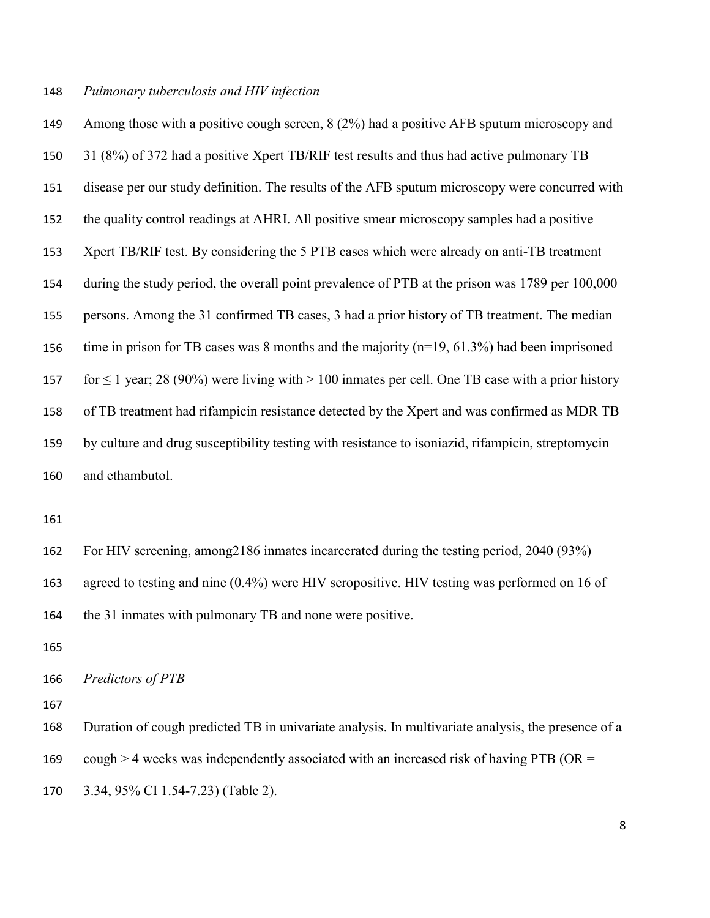*Pulmonary tuberculosis and HIV infection*

Among those with a positive cough screen, 8 (2%) had a positive AFB sputum microscopy and 31 (8%) of 372 had a positive Xpert TB/RIF test results and thus had active pulmonary TB disease per our study definition. The results of the AFB sputum microscopy were concurred with the quality control readings at AHRI. All positive smear microscopy samples had a positive Xpert TB/RIF test. By considering the 5 PTB cases which were already on anti-TB treatment during the study period, the overall point prevalence of PTB at the prison was 1789 per 100,000 persons. Among the 31 confirmed TB cases, 3 had a prior history of TB treatment. The median time in prison for TB cases was 8 months and the majority (n=19, 61.3%) had been imprisoned for ≤ 1 year; 28 (90%) were living with > 100 inmates per cell. One TB case with a prior history of TB treatment had rifampicin resistance detected by the Xpert and was confirmed as MDR TB by culture and drug susceptibility testing with resistance to isoniazid, rifampicin, streptomycin and ethambutol.

For HIV screening, among2186 inmates incarcerated during the testing period, 2040 (93%) agreed to testing and nine (0.4%) were HIV seropositive. HIV testing was performed on 16 of the 31 inmates with pulmonary TB and none were positive.

*Predictors of PTB*

Duration of cough predicted TB in univariate analysis. In multivariate analysis, the presence of a cough > 4 weeks was independently associated with an increased risk of having PTB (OR = 3.34, 95% CI 1.54-7.23) (Table 2).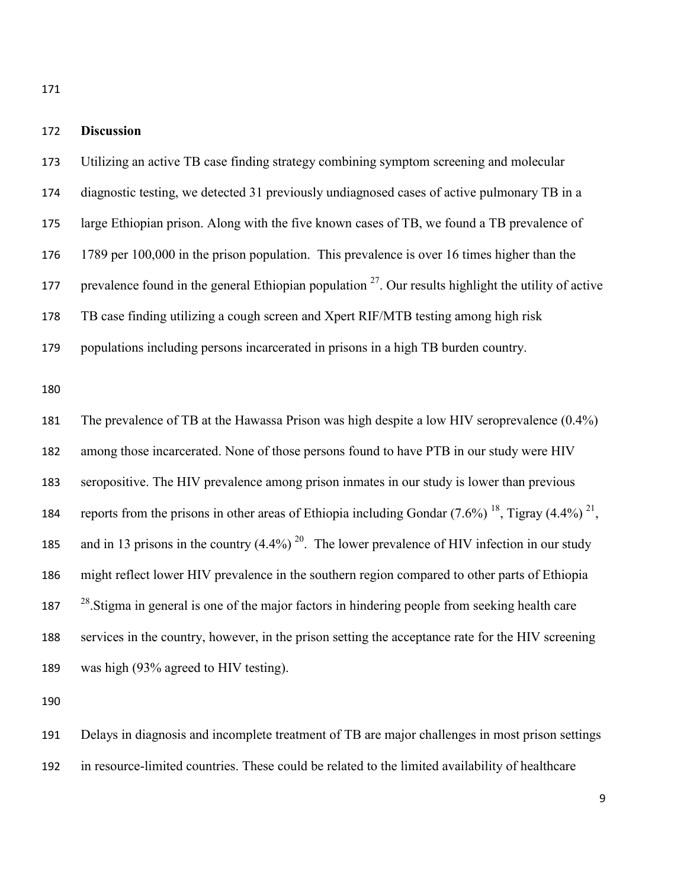## Discussion

Utilizing an active TB case finding strategy combining symptom screening and molecular diagnostic testing, we detected 31 previously undiagnosed cases of active pulmonary TB in a large Ethiopian prison. Along with the five known cases of TB, we found a TB prevalence of 1789 per 100,000 in the prison population. This prevalence is over 16 times higher than the prevalence found in the general Ethiopian population [27]. Our results highlight the utility of active TB case finding utilizing a cough screen and Xpert RIF/MTB testing among high risk populations including persons incarcerated in prisons in a high TB burden country.

The prevalence of TB at the Hawassa Prison was high despite a low HIV seroprevalence (0.4%) among those incarcerated. None of those persons found to have PTB in our study were HIV seropositive. The HIV prevalence among prison inmates in our study is lower than previous reports from the prisons in other areas of Ethiopia including Gondar (7.6%) [18], Tigray (4.4%) [21], and in 13 prisons in the country (4.4%) [20]. The lower prevalence of HIV infection in our study might reflect lower HIV prevalence in the southern region compared to other parts of Ethiopia [28]. Stigma in general is one of the major factors in hindering people from seeking health care services in the country, however, in the prison setting the acceptance rate for the HIV screening was high (93% agreed to HIV testing).

Delays in diagnosis and incomplete treatment of TB are major challenges in most prison settings in resource-limited countries. These could be related to the limited availability of healthcare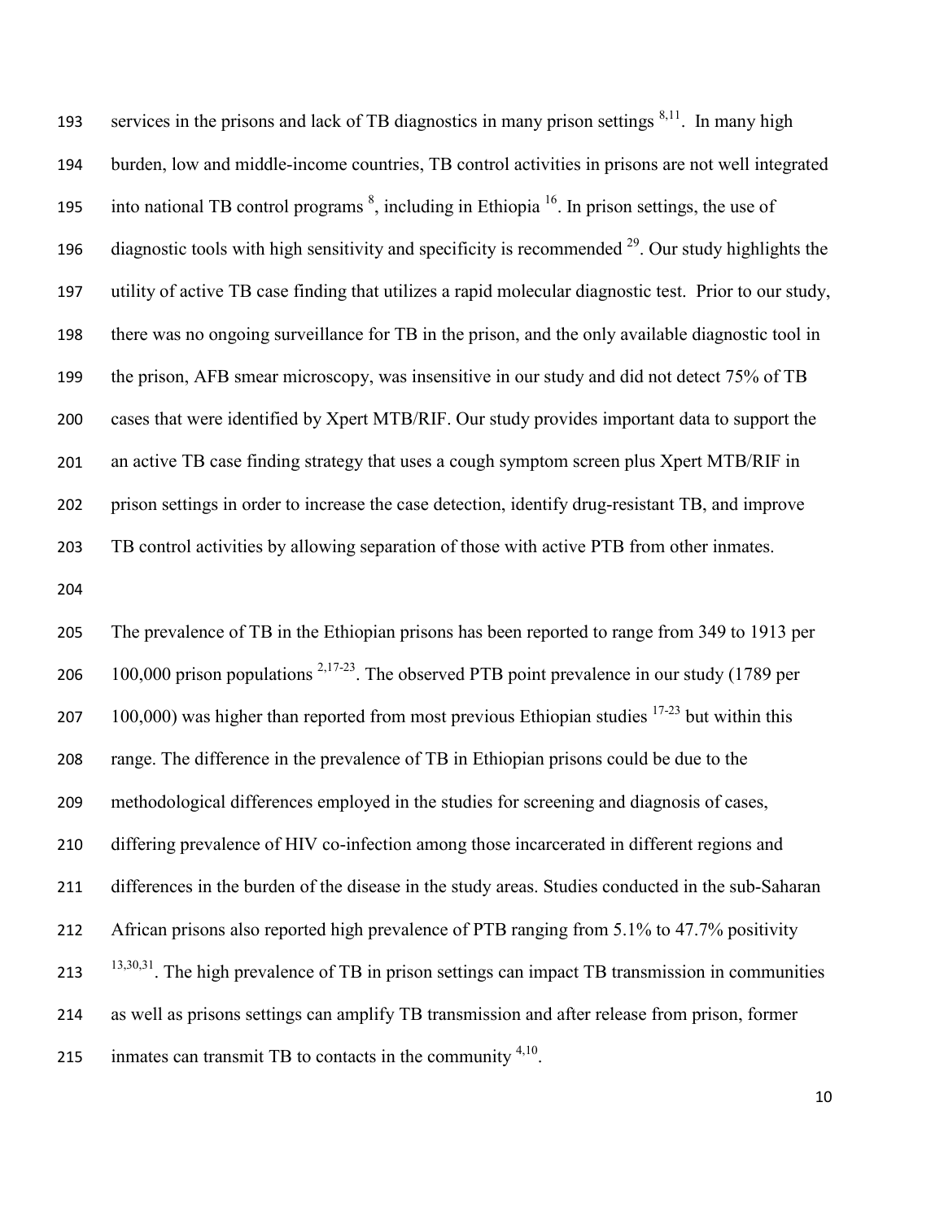services in the prisons and lack of TB diagnostics in many prison settings [8,11]. In many high burden, low and middle-income countries, TB control activities in prisons are not well integrated into national TB control programs [8], including in Ethiopia [16]. In prison settings, the use of diagnostic tools with high sensitivity and specificity is recommended [29]. Our study highlights the utility of active TB case finding that utilizes a rapid molecular diagnostic test. Prior to our study, there was no ongoing surveillance for TB in the prison, and the only available diagnostic tool in the prison, AFB smear microscopy, was insensitive in our study and did not detect 75% of TB cases that were identified by Xpert MTB/RIF. Our study provides important data to support the an active TB case finding strategy that uses a cough symptom screen plus Xpert MTB/RIF in prison settings in order to increase the case detection, identify drug-resistant TB, and improve TB control activities by allowing separation of those with active PTB from other inmates.

The prevalence of TB in the Ethiopian prisons has been reported to range from 349 to 1913 per 100,000 prison populations [2,17-23]. The observed PTB point prevalence in our study (1789 per 100,000) was higher than reported from most previous Ethiopian studies [17-23] but within this range. The difference in the prevalence of TB in Ethiopian prisons could be due to the methodological differences employed in the studies for screening and diagnosis of cases, differing prevalence of HIV co-infection among those incarcerated in different regions and differences in the burden of the disease in the study areas. Studies conducted in the sub-Saharan African prisons also reported high prevalence of PTB ranging from 5.1% to 47.7% positivity [13,30,31]. The high prevalence of TB in prison settings can impact TB transmission in communities as well as prisons settings can amplify TB transmission and after release from prison, former inmates can transmit TB to contacts in the community [4,10].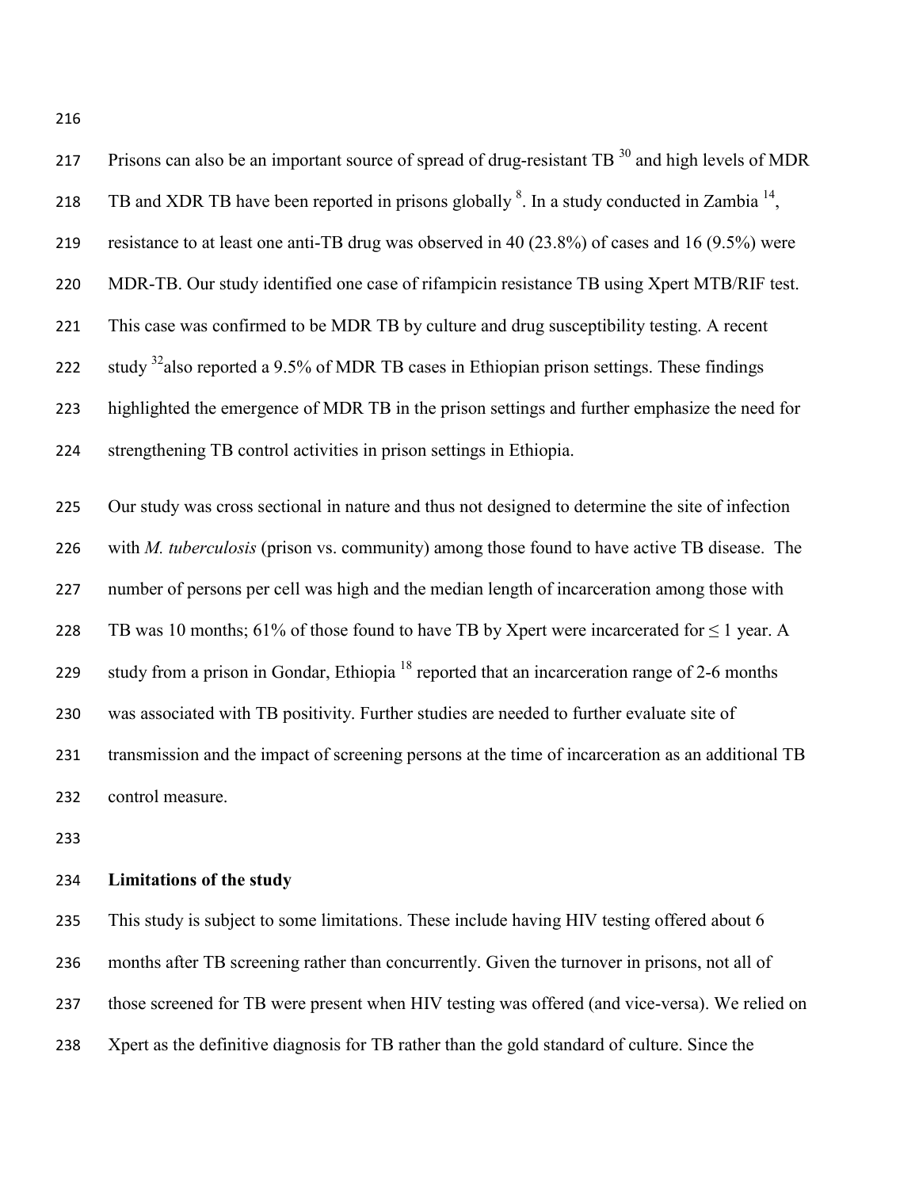Prisons can also be an important source of spread of drug-resistant TB [30] and high levels of MDR TB and XDR TB have been reported in prisons globally [8]. In a study conducted in Zambia [14], resistance to at least one anti-TB drug was observed in 40 (23.8%) of cases and 16 (9.5%) were MDR-TB. Our study identified one case of rifampicin resistance TB using Xpert MTB/RIF test. This case was confirmed to be MDR TB by culture and drug susceptibility testing. A recent study [32]also reported a 9.5% of MDR TB cases in Ethiopian prison settings. These findings highlighted the emergence of MDR TB in the prison settings and further emphasize the need for strengthening TB control activities in prison settings in Ethiopia.

Our study was cross sectional in nature and thus not designed to determine the site of infection with *M. tuberculosis* (prison vs. community) among those found to have active TB disease. The number of persons per cell was high and the median length of incarceration among those with TB was 10 months; 61% of those found to have TB by Xpert were incarcerated for ≤ 1 year. A study from a prison in Gondar, Ethiopia [18] reported that an incarceration range of 2-6 months was associated with TB positivity. Further studies are needed to further evaluate site of transmission and the impact of screening persons at the time of incarceration as an additional TB control measure.

**Limitations of the study**

This study is subject to some limitations. These include having HIV testing offered about 6 months after TB screening rather than concurrently. Given the turnover in prisons, not all of those screened for TB were present when HIV testing was offered (and vice-versa). We relied on Xpert as the definitive diagnosis for TB rather than the gold standard of culture. Since the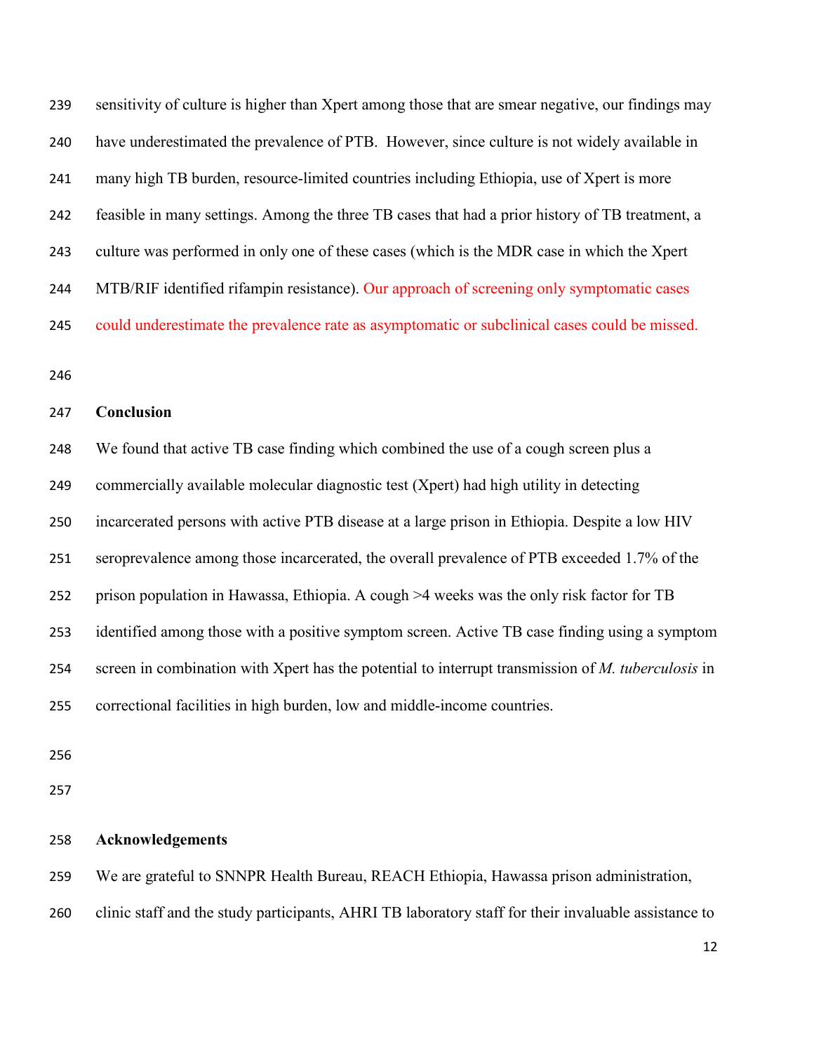sensitivity of culture is higher than Xpert among those that are smear negative, our findings may have underestimated the prevalence of PTB. However, since culture is not widely available in many high TB burden, resource-limited countries including Ethiopia, use of Xpert is more feasible in many settings. Among the three TB cases that had a prior history of TB treatment, a culture was performed in only one of these cases (which is the MDR case in which the Xpert MTB/RIF identified rifampin resistance). Our approach of screening only symptomatic cases could underestimate the prevalence rate as asymptomatic or subclinical cases could be missed.

## Conclusion

We found that active TB case finding which combined the use of a cough screen plus a commercially available molecular diagnostic test (Xpert) had high utility in detecting incarcerated persons with active PTB disease at a large prison in Ethiopia. Despite a low HIV seroprevalence among those incarcerated, the overall prevalence of PTB exceeded 1.7% of the prison population in Hawassa, Ethiopia. A cough >4 weeks was the only risk factor for TB identified among those with a positive symptom screen. Active TB case finding using a symptom screen in combination with Xpert has the potential to interrupt transmission of *M. tuberculosis* in correctional facilities in high burden, low and middle-income countries.

## Acknowledgements

We are grateful to SNNPR Health Bureau, REACH Ethiopia, Hawassa prison administration, clinic staff and the study participants, AHRI TB laboratory staff for their invaluable assistance to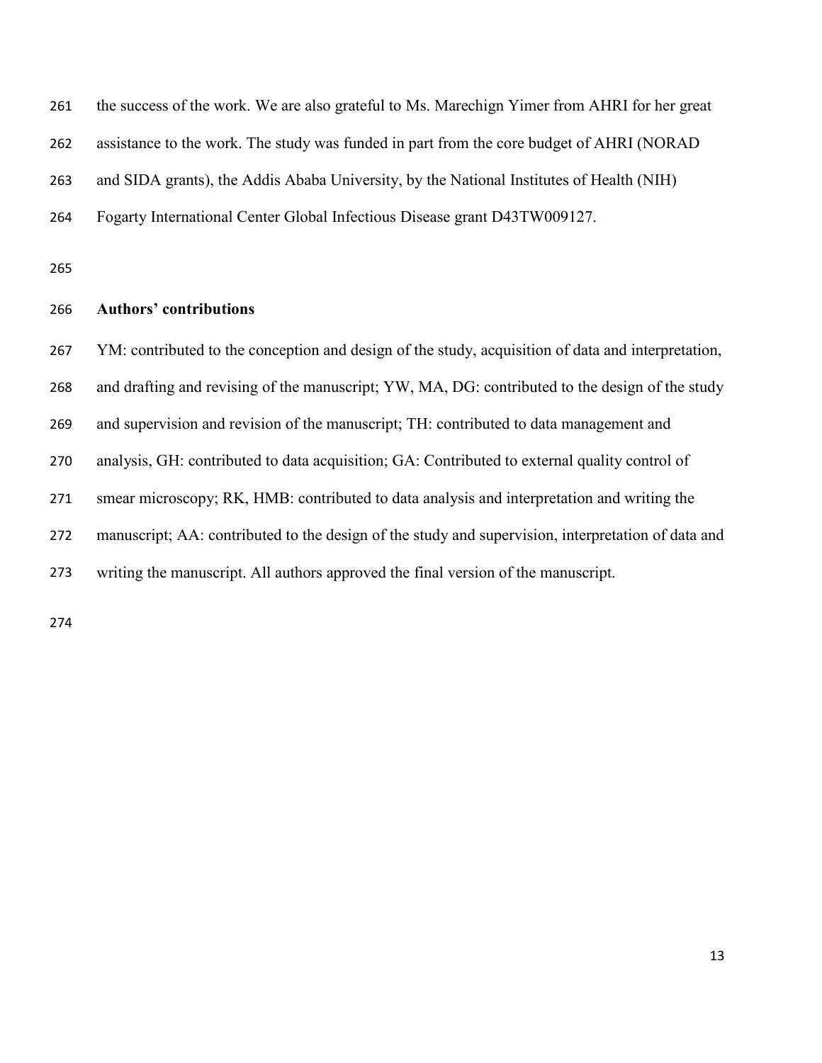the success of the work. We are also grateful to Ms. Marechign Yimer from AHRI for her great assistance to the work. The study was funded in part from the core budget of AHRI (NORAD and SIDA grants), the Addis Ababa University, by the National Institutes of Health (NIH) Fogarty International Center Global Infectious Disease grant D43TW009127.

## Authors' contributions

YM: contributed to the conception and design of the study, acquisition of data and interpretation, and drafting and revising of the manuscript; YW, MA, DG: contributed to the design of the study and supervision and revision of the manuscript; TH: contributed to data management and analysis, GH: contributed to data acquisition; GA: Contributed to external quality control of smear microscopy; RK, HMB: contributed to data analysis and interpretation and writing the manuscript; AA: contributed to the design of the study and supervision, interpretation of data and writing the manuscript. All authors approved the final version of the manuscript.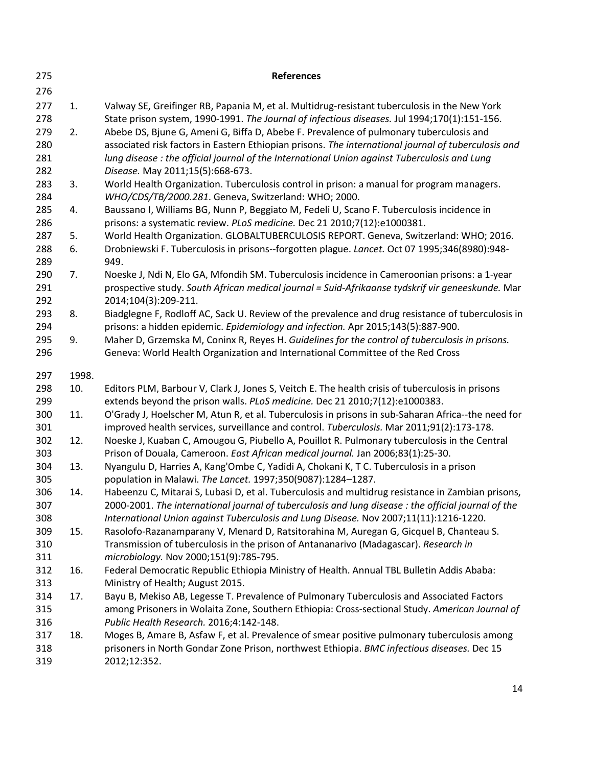## References

1. Valway SE, Greifinger RB, Papania M, et al. Multidrug-resistant tuberculosis in the New York State prison system, 1990-1991. *The Journal of infectious diseases.* Jul 1994;170(1):151-156.
2. Abebe DS, Bjune G, Ameni G, Biffa D, Abebe F. Prevalence of pulmonary tuberculosis and associated risk factors in Eastern Ethiopian prisons. *The international journal of tuberculosis and lung disease : the official journal of the International Union against Tuberculosis and Lung Disease.* May 2011;15(5):668-673.
3. World Health Organization. Tuberculosis control in prison: a manual for program managers. *WHO/CDS/TB/2000.281*. Geneva, Switzerland: WHO; 2000.
4. Baussano I, Williams BG, Nunn P, Beggiato M, Fedeli U, Scano F. Tuberculosis incidence in prisons: a systematic review. *PLoS medicine.* Dec 21 2010;7(12):e1000381.
5. World Health Organization. GLOBALTUBERCULOSIS REPORT. Geneva, Switzerland: WHO; 2016.
6. Drobniewski F. Tuberculosis in prisons--forgotten plague. *Lancet.* Oct 07 1995;346(8980):948-949.
7. Noeske J, Ndi N, Elo GA, Mfondih SM. Tuberculosis incidence in Cameroonian prisons: a 1-year prospective study. *South African medical journal = Suid-Afrikaanse tydskrif vir geneeskunde.* Mar 2014;104(3):209-211.
8. Biadglegne F, Rodloff AC, Sack U. Review of the prevalence and drug resistance of tuberculosis in prisons: a hidden epidemic. *Epidemiology and infection.* Apr 2015;143(5):887-900.
9. Maher D, Grzemska M, Coninx R, Reyes H. *Guidelines for the control of tuberculosis in prisons.* Geneva: World Health Organization and International Committee of the Red Cross 1998.
10. Editors PLM, Barbour V, Clark J, Jones S, Veitch E. The health crisis of tuberculosis in prisons extends beyond the prison walls. *PLoS medicine.* Dec 21 2010;7(12):e1000383.
11. O'Grady J, Hoelscher M, Atun R, et al. Tuberculosis in prisons in sub-Saharan Africa--the need for improved health services, surveillance and control. *Tuberculosis.* Mar 2011;91(2):173-178.
12. Noeske J, Kuaban C, Amougou G, Piubello A, Pouillot R. Pulmonary tuberculosis in the Central Prison of Douala, Cameroon. *East African medical journal.* Jan 2006;83(1):25-30.
13. Nyangulu D, Harries A, Kang'Ombe C, Yadidi A, Chokani K, T C. Tuberculosis in a prison population in Malawi. *The Lancet.* 1997;350(9087):1284–1287.
14. Habeenzu C, Mitarai S, Lubasi D, et al. Tuberculosis and multidrug resistance in Zambian prisons, 2000-2001. *The international journal of tuberculosis and lung disease : the official journal of the International Union against Tuberculosis and Lung Disease.* Nov 2007;11(11):1216-1220.
15. Rasolofo-Razanamparany V, Menard D, Ratsitorahina M, Auregan G, Gicquel B, Chanteau S. Transmission of tuberculosis in the prison of Antananarivo (Madagascar). *Research in microbiology.* Nov 2000;151(9):785-795.
16. Federal Democratic Republic Ethiopia Ministry of Health. Annual TBL Bulletin Addis Ababa: Ministry of Health; August 2015.
17. Bayu B, Mekiso AB, Legesse T. Prevalence of Pulmonary Tuberculosis and Associated Factors among Prisoners in Wolaita Zone, Southern Ethiopia: Cross-sectional Study. *American Journal of Public Health Research.* 2016;4:142-148.
18. Moges B, Amare B, Asfaw F, et al. Prevalence of smear positive pulmonary tuberculosis among prisoners in North Gondar Zone Prison, northwest Ethiopia. *BMC infectious diseases.* Dec 15 2012;12:352.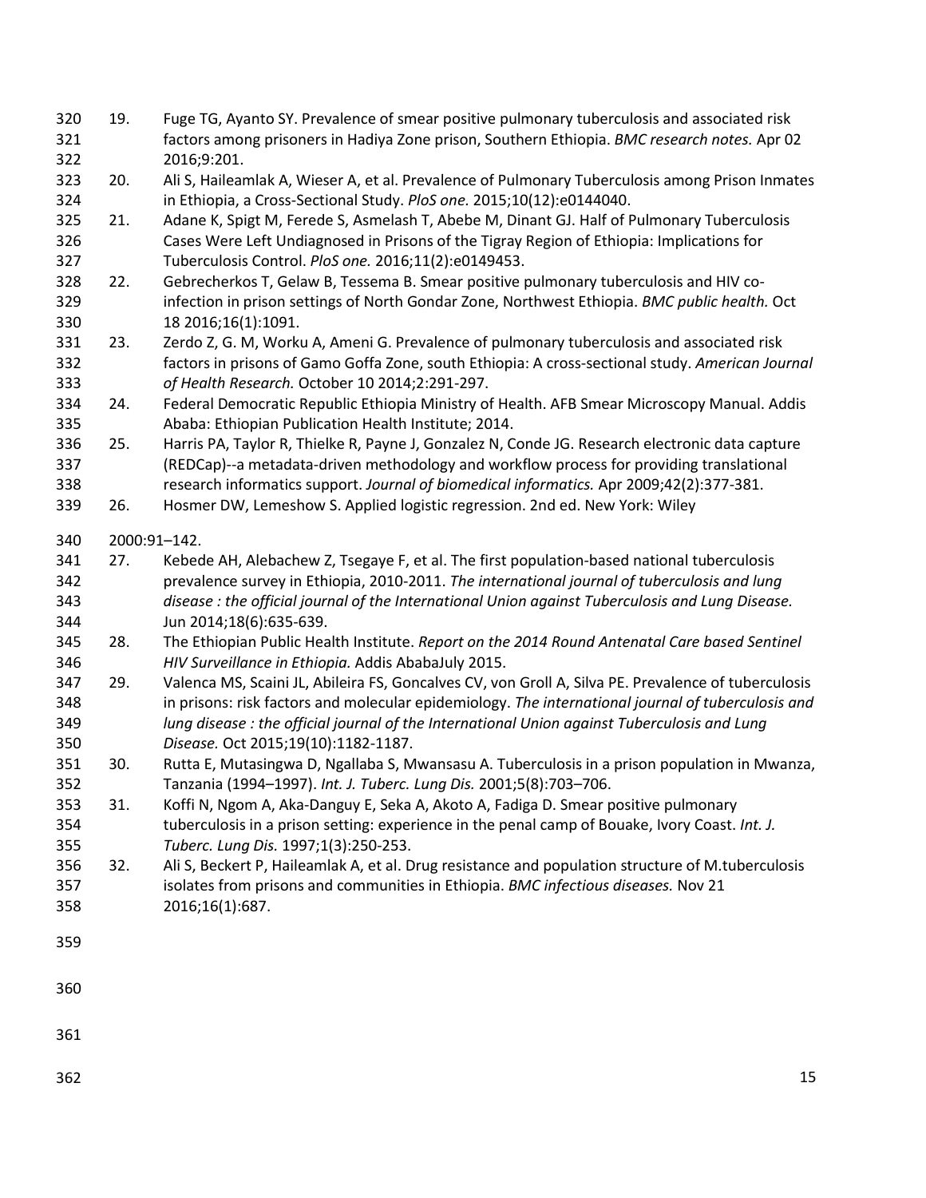19. Fuge TG, Ayanto SY. Prevalence of smear positive pulmonary tuberculosis and associated risk factors among prisoners in Hadiya Zone prison, Southern Ethiopia. *BMC research notes.* Apr 02 2016;9:201.
20. Ali S, Haileamlak A, Wieser A, et al. Prevalence of Pulmonary Tuberculosis among Prison Inmates in Ethiopia, a Cross-Sectional Study. *PloS one.* 2015;10(12):e0144040.
21. Adane K, Spigt M, Ferede S, Asmelash T, Abebe M, Dinant GJ. Half of Pulmonary Tuberculosis Cases Were Left Undiagnosed in Prisons of the Tigray Region of Ethiopia: Implications for Tuberculosis Control. *PloS one.* 2016;11(2):e0149453.
22. Gebrecherkos T, Gelaw B, Tessema B. Smear positive pulmonary tuberculosis and HIV co-infection in prison settings of North Gondar Zone, Northwest Ethiopia. *BMC public health.* Oct 18 2016;16(1):1091.
23. Zerdo Z, G. M, Worku A, Ameni G. Prevalence of pulmonary tuberculosis and associated risk factors in prisons of Gamo Goffa Zone, south Ethiopia: A cross-sectional study. *American Journal of Health Research.* October 10 2014;2:291-297.
24. Federal Democratic Republic Ethiopia Ministry of Health. AFB Smear Microscopy Manual. Addis Ababa: Ethiopian Publication Health Institute; 2014.
25. Harris PA, Taylor R, Thielke R, Payne J, Gonzalez N, Conde JG. Research electronic data capture (REDCap)--a metadata-driven methodology and workflow process for providing translational research informatics support. *Journal of biomedical informatics.* Apr 2009;42(2):377-381.
26. Hosmer DW, Lemeshow S. Applied logistic regression. 2nd ed. New York: Wiley 2000:91–142.
27. Kebede AH, Alebachew Z, Tsegaye F, et al. The first population-based national tuberculosis prevalence survey in Ethiopia, 2010-2011. *The international journal of tuberculosis and lung disease : the official journal of the International Union against Tuberculosis and Lung Disease.* Jun 2014;18(6):635-639.
28. The Ethiopian Public Health Institute. *Report on the 2014 Round Antenatal Care based Sentinel HIV Surveillance in Ethiopia.* Addis AbabaJuly 2015.
29. Valenca MS, Scaini JL, Abileira FS, Goncalves CV, von Groll A, Silva PE. Prevalence of tuberculosis in prisons: risk factors and molecular epidemiology. *The international journal of tuberculosis and lung disease : the official journal of the International Union against Tuberculosis and Lung Disease.* Oct 2015;19(10):1182-1187.
30. Rutta E, Mutasingwa D, Ngallaba S, Mwansasu A. Tuberculosis in a prison population in Mwanza, Tanzania (1994–1997). *Int. J. Tuberc. Lung Dis.* 2001;5(8):703–706.
31. Koffi N, Ngom A, Aka-Danguy E, Seka A, Akoto A, Fadiga D. Smear positive pulmonary tuberculosis in a prison setting: experience in the penal camp of Bouake, Ivory Coast. *Int. J. Tuberc. Lung Dis.* 1997;1(3):250-253.
32. Ali S, Beckert P, Haileamlak A, et al. Drug resistance and population structure of M.tuberculosis isolates from prisons and communities in Ethiopia. *BMC infectious diseases.* Nov 21 2016;16(1):687.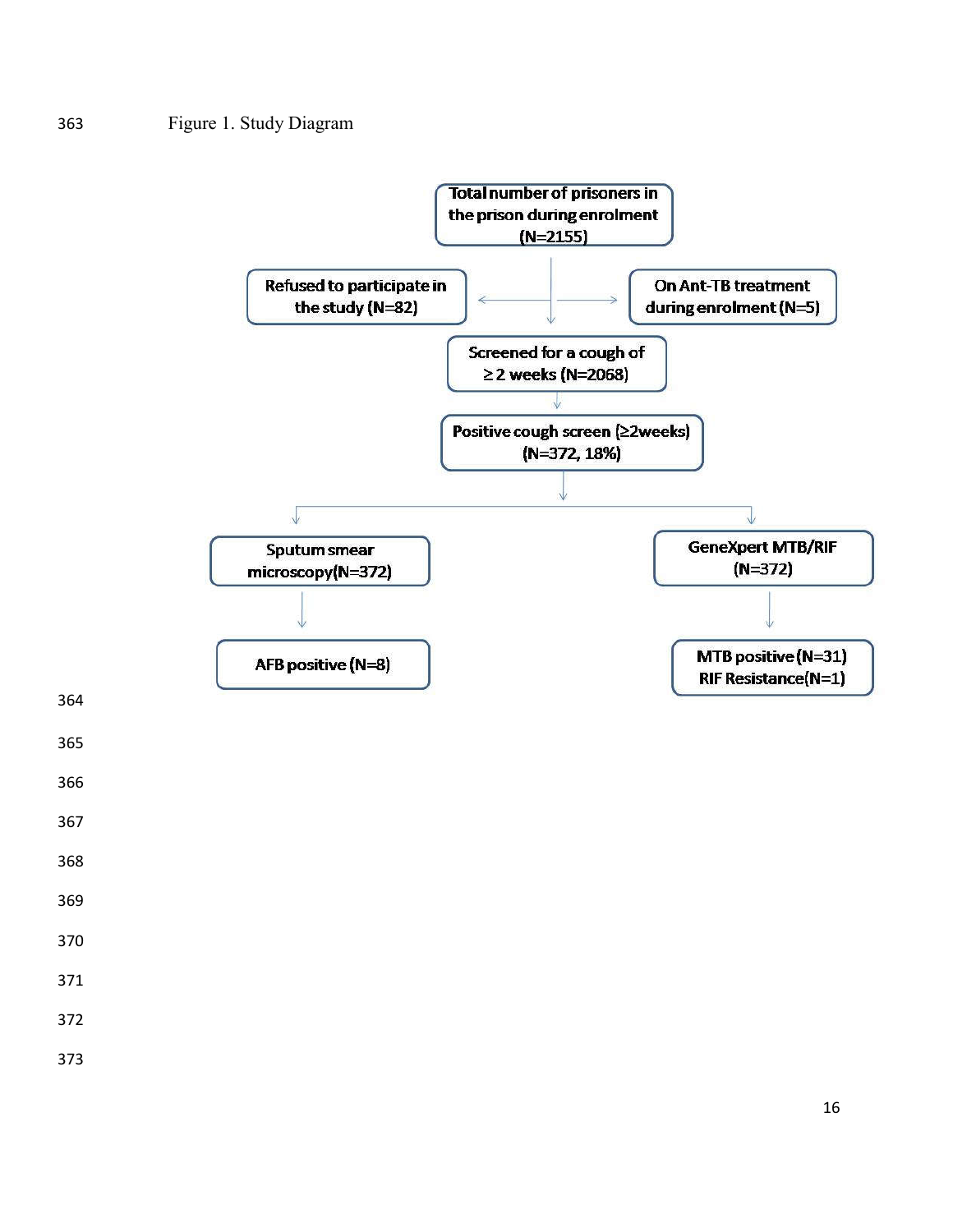Figure 1. Study Diagram

Total number of prisoners in the prison during enrolment (N=2155)

Refused to participate in the study (N=82)

On Ant-TB treatment during enrolment (N=5)

Screened for a cough of ≥ 2 weeks (N=2068)

Positive cough screen (≥2weeks) (N=372, 18%)

Sputum smear microscopy(N=372)

AFB positive (N=8)

GeneXpert MTB/RIF (N=372)

MTB positive (N=31)
RIF Resistance(N=1)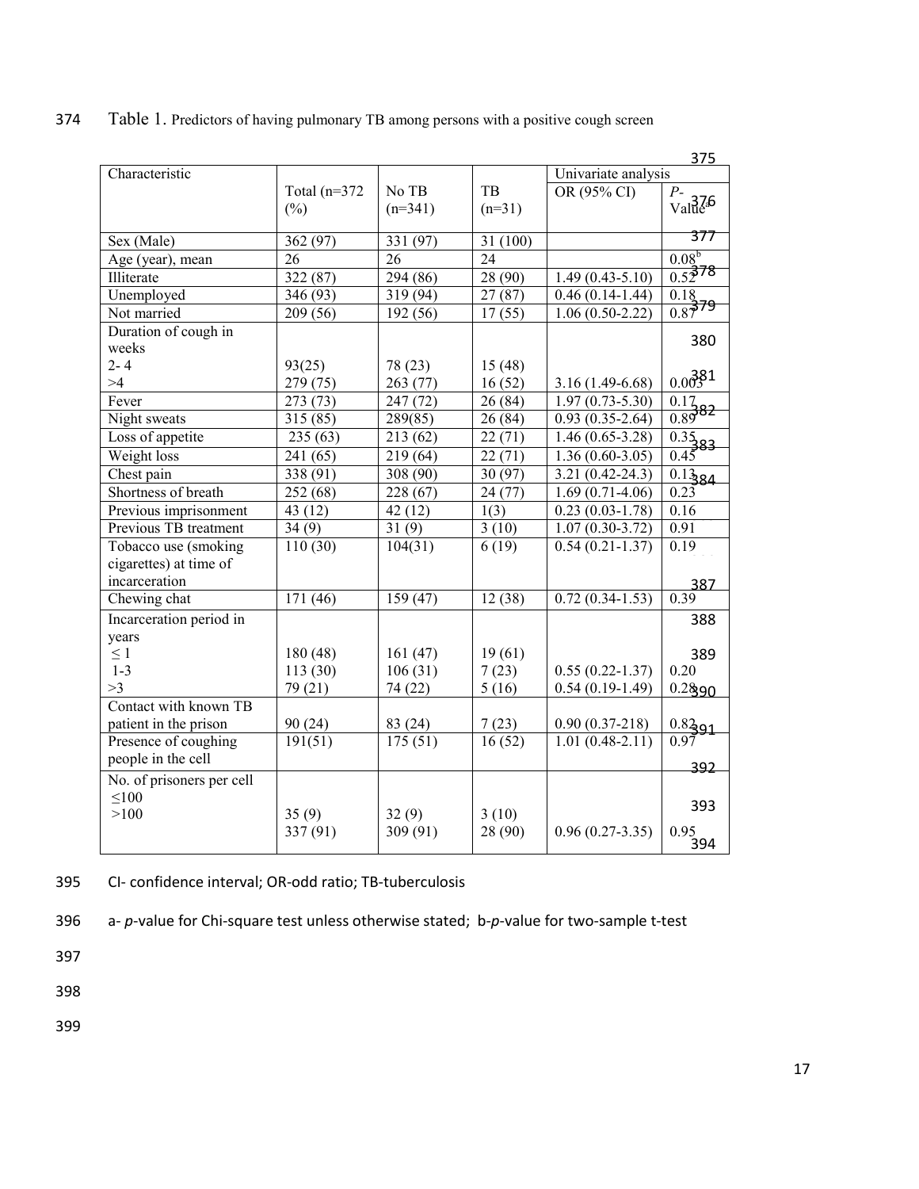Table 1. Predictors of having pulmonary TB among persons with a positive cough screen

| Characteristic | Total (n=372 (%) | No TB (n=341) | TB (n=31) | Univariate analysis OR (95% CI) | *P*-Value[a] |
|---|---|---|---|---|---|
| Sex (Male) | 362 (97) | 331 (97) | 31 (100) | | |
| Age (year), mean | 26 | 26 | 24 | | 0.08[b] |
| Illiterate | 322 (87) | 294 (86) | 28 (90) | 1.49 (0.43-5.10) | 0.52 |
| Unemployed | 346 (93) | 319 (94) | 27 (87) | 0.46 (0.14-1.44) | 0.18 |
| Not married | 209 (56) | 192 (56) | 17 (55) | 1.06 (0.50-2.22) | 0.87 |
| Duration of cough in weeks | | | | | |
| 2- 4 | 93(25) | 78 (23) | 15 (48) | | |
| >4 | 279 (75) | 263 (77) | 16 (52) | 3.16 (1.49-6.68) | 0.003 |
| Fever | 273 (73) | 247 (72) | 26 (84) | 1.97 (0.73-5.30) | 0.17 |
| Night sweats | 315 (85) | 289(85) | 26 (84) | 0.93 (0.35-2.64) | 0.89 |
| Loss of appetite | 235 (63) | 213 (62) | 22 (71) | 1.46 (0.65-3.28) | 0.35 |
| Weight loss | 241 (65) | 219 (64) | 22 (71) | 1.36 (0.60-3.05) | 0.45 |
| Chest pain | 338 (91) | 308 (90) | 30 (97) | 3.21 (0.42-24.3) | 0.13 |
| Shortness of breath | 252 (68) | 228 (67) | 24 (77) | 1.69 (0.71-4.06) | 0.23 |
| Previous imprisonment | 43 (12) | 42 (12) | 1(3) | 0.23 (0.03-1.78) | 0.16 |
| Previous TB treatment | 34 (9) | 31 (9) | 3 (10) | 1.07 (0.30-3.72) | 0.91 |
| Tobacco use (smoking cigarettes) at time of incarceration | 110 (30) | 104(31) | 6 (19) | 0.54 (0.21-1.37) | 0.19 |
| Chewing chat | 171 (46) | 159 (47) | 12 (38) | 0.72 (0.34-1.53) | 0.39 |
| Incarceration period in years | | | | | |
| ≤ 1 | 180 (48) | 161 (47) | 19 (61) | | |
| 1-3 | 113 (30) | 106 (31) | 7 (23) | 0.55 (0.22-1.37) | 0.20 |
| >3 | 79 (21) | 74 (22) | 5 (16) | 0.54 (0.19-1.49) | 0.28 |
| Contact with known TB patient in the prison | 90 (24) | 83 (24) | 7 (23) | 0.90 (0.37-218) | 0.82 |
| Presence of coughing people in the cell | 191(51) | 175 (51) | 16 (52) | 1.01 (0.48-2.11) | 0.97 |
| No. of prisoners per cell | | | | | |
| ≤100 | 35 (9) | 32 (9) | 3 (10) | | |
| >100 | 337 (91) | 309 (91) | 28 (90) | 0.96 (0.27-3.35) | 0.95 |

CI- confidence interval; OR-odd ratio; TB-tuberculosis

a- *p*-value for Chi-square test unless otherwise stated; b-*p*-value for two-sample t-test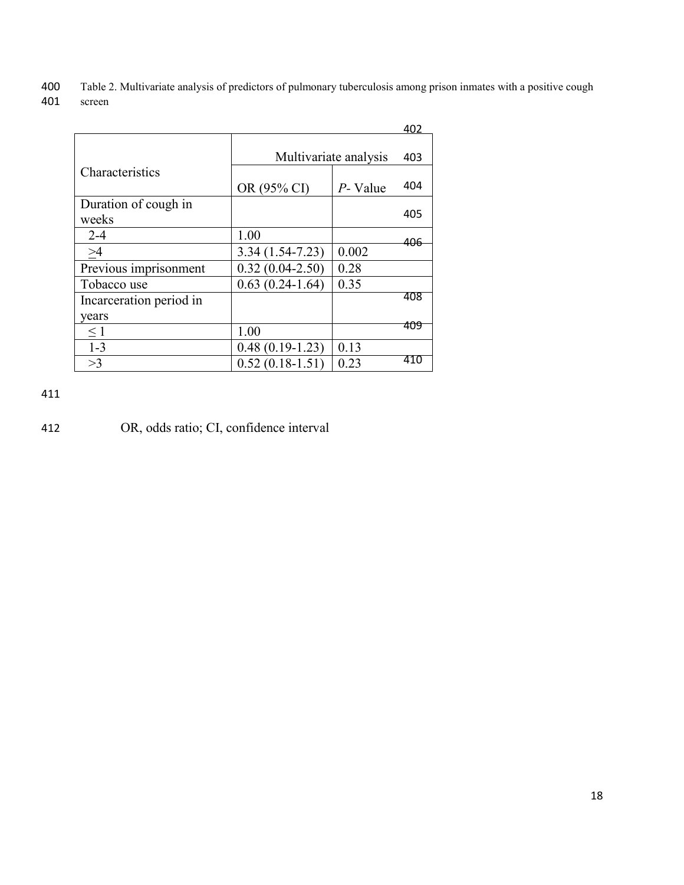Table 2. Multivariate analysis of predictors of pulmonary tuberculosis among prison inmates with a positive cough screen

| Characteristics | Multivariate analysis | |
|---|---|---|
| | OR (95% CI) | *P*- Value |
| Duration of cough in weeks | | |
| 2-4 | 1.00 | |
| ≥4 | 3.34 (1.54-7.23) | 0.002 |
| Previous imprisonment | 0.32 (0.04-2.50) | 0.28 |
| Tobacco use | 0.63 (0.24-1.64) | 0.35 |
| Incarceration period in years | | |
| ≤ 1 | 1.00 | |
| 1-3 | 0.48 (0.19-1.23) | 0.13 |
| >3 | 0.52 (0.18-1.51) | 0.23 |

OR, odds ratio; CI, confidence interval